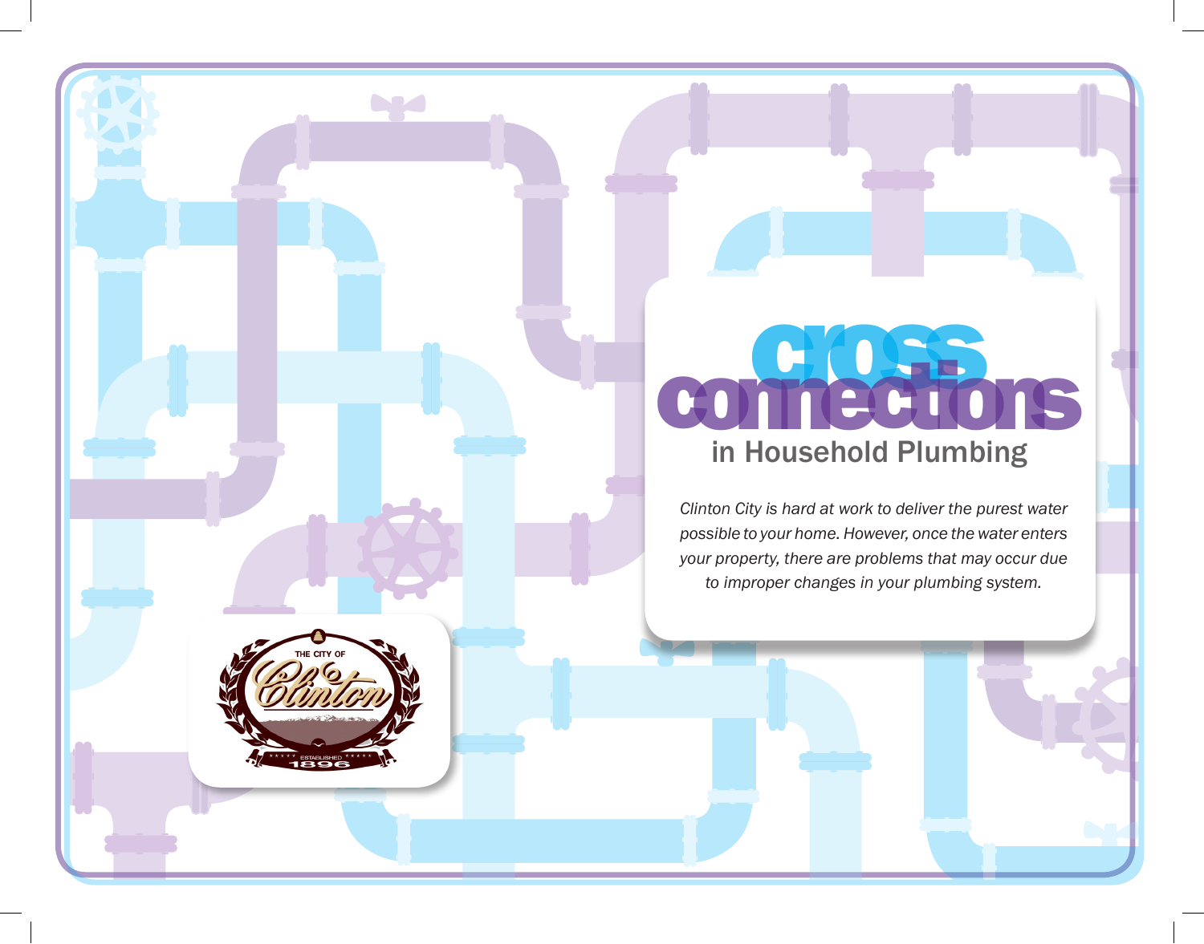# cross connections

## in Household Plumbing

*Clinton City is hard at work to deliver the purest water possible to your home. However, once the water enters your property, there are problems that may occur due to improper changes in your plumbing system.*

THE CITY OF Clinton ESTABLISHED 1896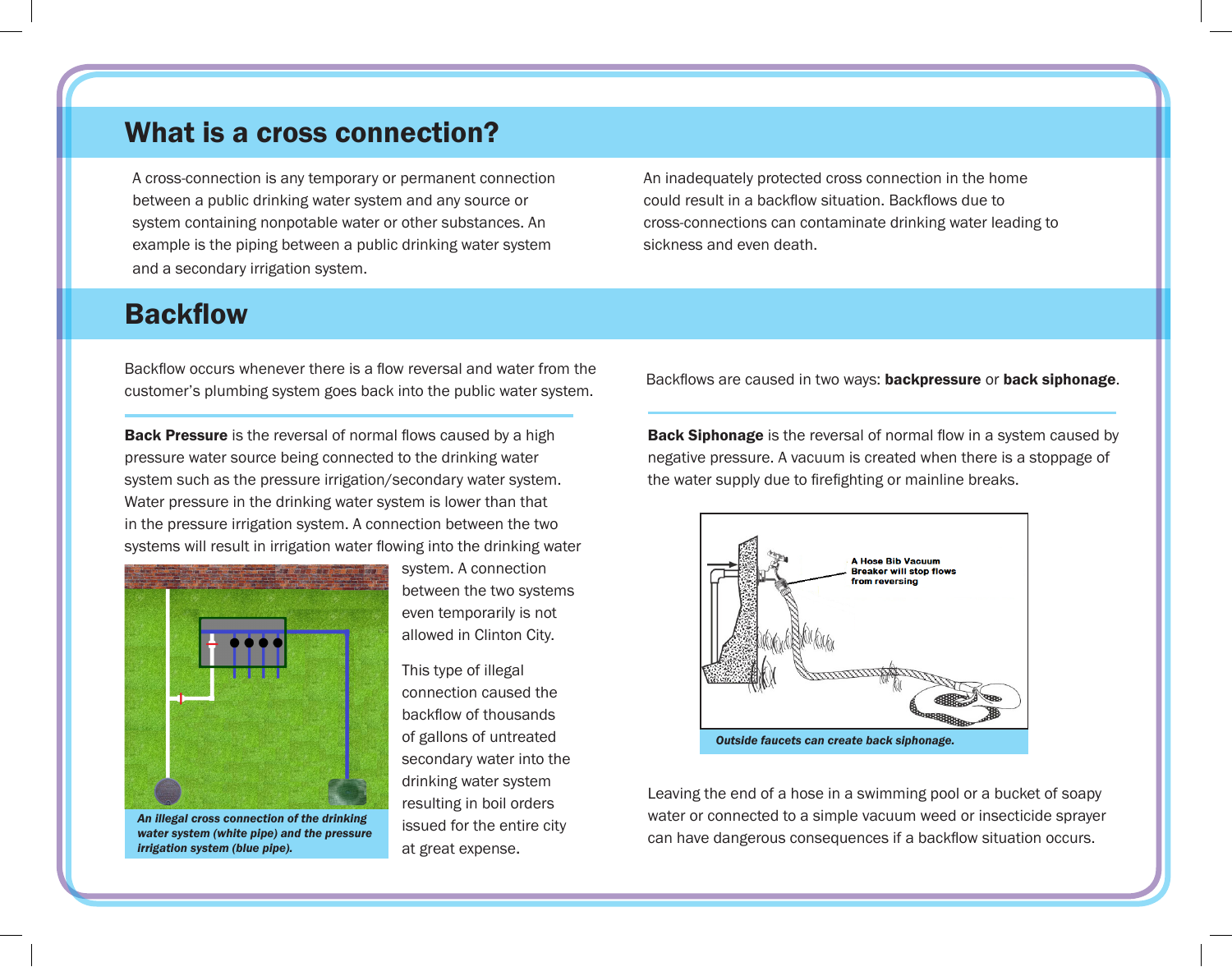## What is a cross connection?

A cross-connection is any temporary or permanent connection between a public drinking water system and any source or system containing nonpotable water or other substances. An example is the piping between a public drinking water system and a secondary irrigation system.

An inadequately protected cross connection in the home could result in a backflow situation. Backflows due to cross-connections can contaminate drinking water leading to sickness and even death.

## Backflow

Backflow occurs whenever there is a flow reversal and water from the customer's plumbing system goes back into the public water system.

Backflows are caused in two ways: **backpressure** or **back siphonage**.

**Back Pressure** is the reversal of normal flows caused by a high pressure water source being connected to the drinking water system such as the pressure irrigation/secondary water system. Water pressure in the drinking water system is lower than that in the pressure irrigation system. A connection between the two systems will result in irrigation water flowing into the drinking water system. A connection between the two systems even temporarily is not allowed in Clinton City.

*An illegal cross connection of the drinking water system (white pipe) and the pressure irrigation system (blue pipe).*

This type of illegal connection caused the backflow of thousands of gallons of untreated secondary water into the drinking water system resulting in boil orders issued for the entire city at great expense.

**Back Siphonage** is the reversal of normal flow in a system caused by negative pressure. A vacuum is created when there is a stoppage of the water supply due to firefighting or mainline breaks.

A Hose Bib Vacuum Breaker will stop flows from reversing

*Outside faucets can create back siphonage.*

Leaving the end of a hose in a swimming pool or a bucket of soapy water or connected to a simple vacuum weed or insecticide sprayer can have dangerous consequences if a backflow situation occurs.